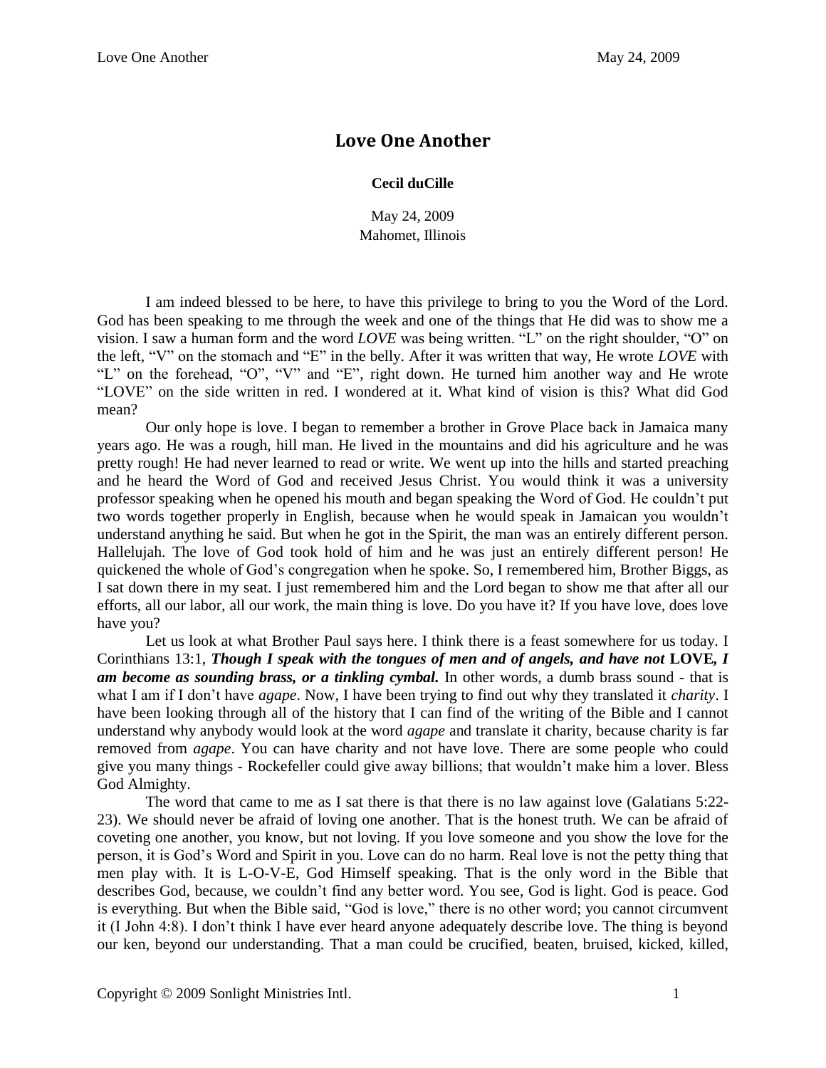# Love One Another

**Cecil duCille**

May 24, 2009
Mahomet, Illinois

I am indeed blessed to be here, to have this privilege to bring to you the Word of the Lord. God has been speaking to me through the week and one of the things that He did was to show me a vision. I saw a human form and the word *LOVE* was being written. "L" on the right shoulder, "O" on the left, "V" on the stomach and "E" in the belly. After it was written that way, He wrote *LOVE* with "L" on the forehead, "O", "V" and "E", right down. He turned him another way and He wrote "LOVE" on the side written in red. I wondered at it. What kind of vision is this? What did God mean?

Our only hope is love. I began to remember a brother in Grove Place back in Jamaica many years ago. He was a rough, hill man. He lived in the mountains and did his agriculture and he was pretty rough! He had never learned to read or write. We went up into the hills and started preaching and he heard the Word of God and received Jesus Christ. You would think it was a university professor speaking when he opened his mouth and began speaking the Word of God. He couldn't put two words together properly in English, because when he would speak in Jamaican you wouldn't understand anything he said. But when he got in the Spirit, the man was an entirely different person. Hallelujah. The love of God took hold of him and he was just an entirely different person! He quickened the whole of God's congregation when he spoke. So, I remembered him, Brother Biggs, as I sat down there in my seat. I just remembered him and the Lord began to show me that after all our efforts, all our labor, all our work, the main thing is love. Do you have it? If you have love, does love have you?

Let us look at what Brother Paul says here. I think there is a feast somewhere for us today. I Corinthians 13:1, ***Though I speak with the tongues of men and of angels, and have not* LOVE*, I am become as sounding brass, or a tinkling cymbal.*** In other words, a dumb brass sound - that is what I am if I don't have *agape*. Now, I have been trying to find out why they translated it *charity*. I have been looking through all of the history that I can find of the writing of the Bible and I cannot understand why anybody would look at the word *agape* and translate it charity, because charity is far removed from *agape*. You can have charity and not have love. There are some people who could give you many things - Rockefeller could give away billions; that wouldn't make him a lover. Bless God Almighty.

The word that came to me as I sat there is that there is no law against love (Galatians 5:22-23). We should never be afraid of loving one another. That is the honest truth. We can be afraid of coveting one another, you know, but not loving. If you love someone and you show the love for the person, it is God's Word and Spirit in you. Love can do no harm. Real love is not the petty thing that men play with. It is L-O-V-E, God Himself speaking. That is the only word in the Bible that describes God, because, we couldn't find any better word. You see, God is light. God is peace. God is everything. But when the Bible said, "God is love," there is no other word; you cannot circumvent it (I John 4:8). I don't think I have ever heard anyone adequately describe love. The thing is beyond our ken, beyond our understanding. That a man could be crucified, beaten, bruised, kicked, killed,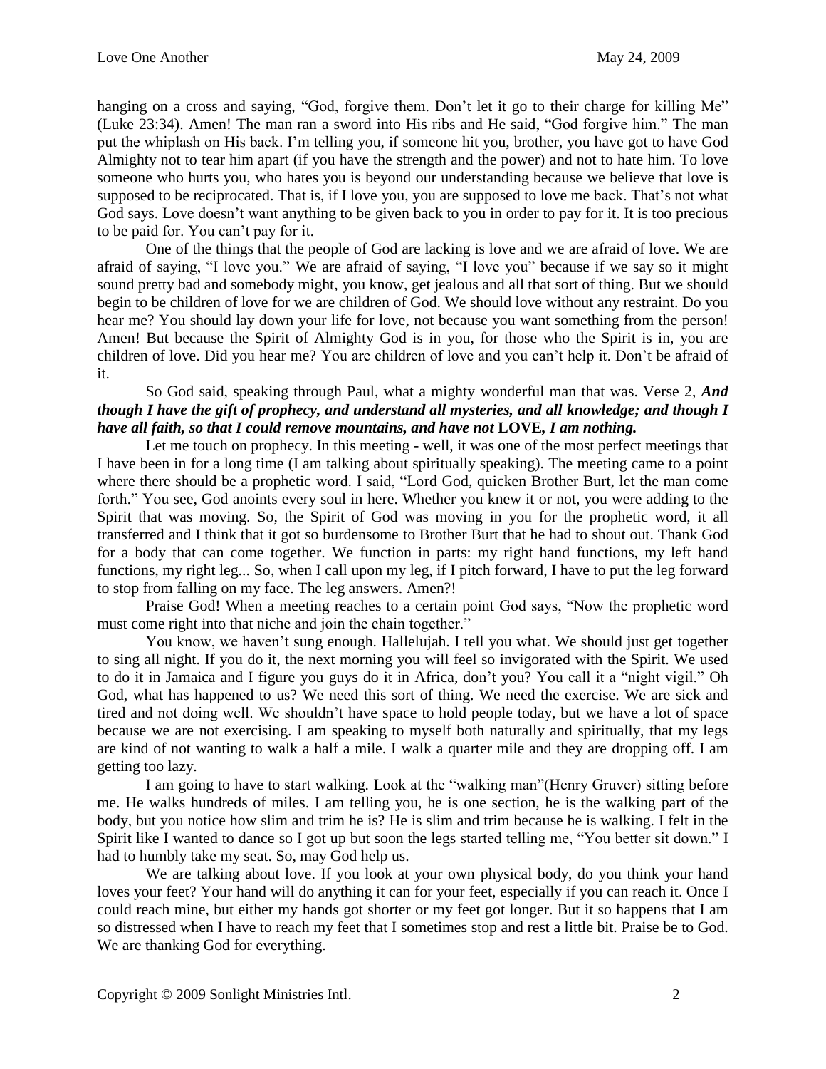hanging on a cross and saying, “God, forgive them. Don’t let it go to their charge for killing Me” (Luke 23:34). Amen! The man ran a sword into His ribs and He said, “God forgive him.” The man put the whiplash on His back. I’m telling you, if someone hit you, brother, you have got to have God Almighty not to tear him apart (if you have the strength and the power) and not to hate him. To love someone who hurts you, who hates you is beyond our understanding because we believe that love is supposed to be reciprocated. That is, if I love you, you are supposed to love me back. That’s not what God says. Love doesn’t want anything to be given back to you in order to pay for it. It is too precious to be paid for. You can’t pay for it.

One of the things that the people of God are lacking is love and we are afraid of love. We are afraid of saying, “I love you.” We are afraid of saying, “I love you” because if we say so it might sound pretty bad and somebody might, you know, get jealous and all that sort of thing. But we should begin to be children of love for we are children of God. We should love without any restraint. Do you hear me? You should lay down your life for love, not because you want something from the person! Amen! But because the Spirit of Almighty God is in you, for those who the Spirit is in, you are children of love. Did you hear me? You are children of love and you can’t help it. Don’t be afraid of it.

So God said, speaking through Paul, what a mighty wonderful man that was. Verse 2, ***And though I have the gift of prophecy, and understand all mysteries, and all knowledge; and though I have all faith, so that I could remove mountains, and have not* LOVE*, I am nothing.***

Let me touch on prophecy. In this meeting - well, it was one of the most perfect meetings that I have been in for a long time (I am talking about spiritually speaking). The meeting came to a point where there should be a prophetic word. I said, “Lord God, quicken Brother Burt, let the man come forth.” You see, God anoints every soul in here. Whether you knew it or not, you were adding to the Spirit that was moving. So, the Spirit of God was moving in you for the prophetic word, it all transferred and I think that it got so burdensome to Brother Burt that he had to shout out. Thank God for a body that can come together. We function in parts: my right hand functions, my left hand functions, my right leg... So, when I call upon my leg, if I pitch forward, I have to put the leg forward to stop from falling on my face. The leg answers. Amen?!

Praise God! When a meeting reaches to a certain point God says, “Now the prophetic word must come right into that niche and join the chain together.”

You know, we haven’t sung enough. Hallelujah. I tell you what. We should just get together to sing all night. If you do it, the next morning you will feel so invigorated with the Spirit. We used to do it in Jamaica and I figure you guys do it in Africa, don’t you? You call it a “night vigil.” Oh God, what has happened to us? We need this sort of thing. We need the exercise. We are sick and tired and not doing well. We shouldn’t have space to hold people today, but we have a lot of space because we are not exercising. I am speaking to myself both naturally and spiritually, that my legs are kind of not wanting to walk a half a mile. I walk a quarter mile and they are dropping off. I am getting too lazy.

I am going to have to start walking. Look at the “walking man”(Henry Gruver) sitting before me. He walks hundreds of miles. I am telling you, he is one section, he is the walking part of the body, but you notice how slim and trim he is? He is slim and trim because he is walking. I felt in the Spirit like I wanted to dance so I got up but soon the legs started telling me, “You better sit down.” I had to humbly take my seat. So, may God help us.

We are talking about love. If you look at your own physical body, do you think your hand loves your feet? Your hand will do anything it can for your feet, especially if you can reach it. Once I could reach mine, but either my hands got shorter or my feet got longer. But it so happens that I am so distressed when I have to reach my feet that I sometimes stop and rest a little bit. Praise be to God. We are thanking God for everything.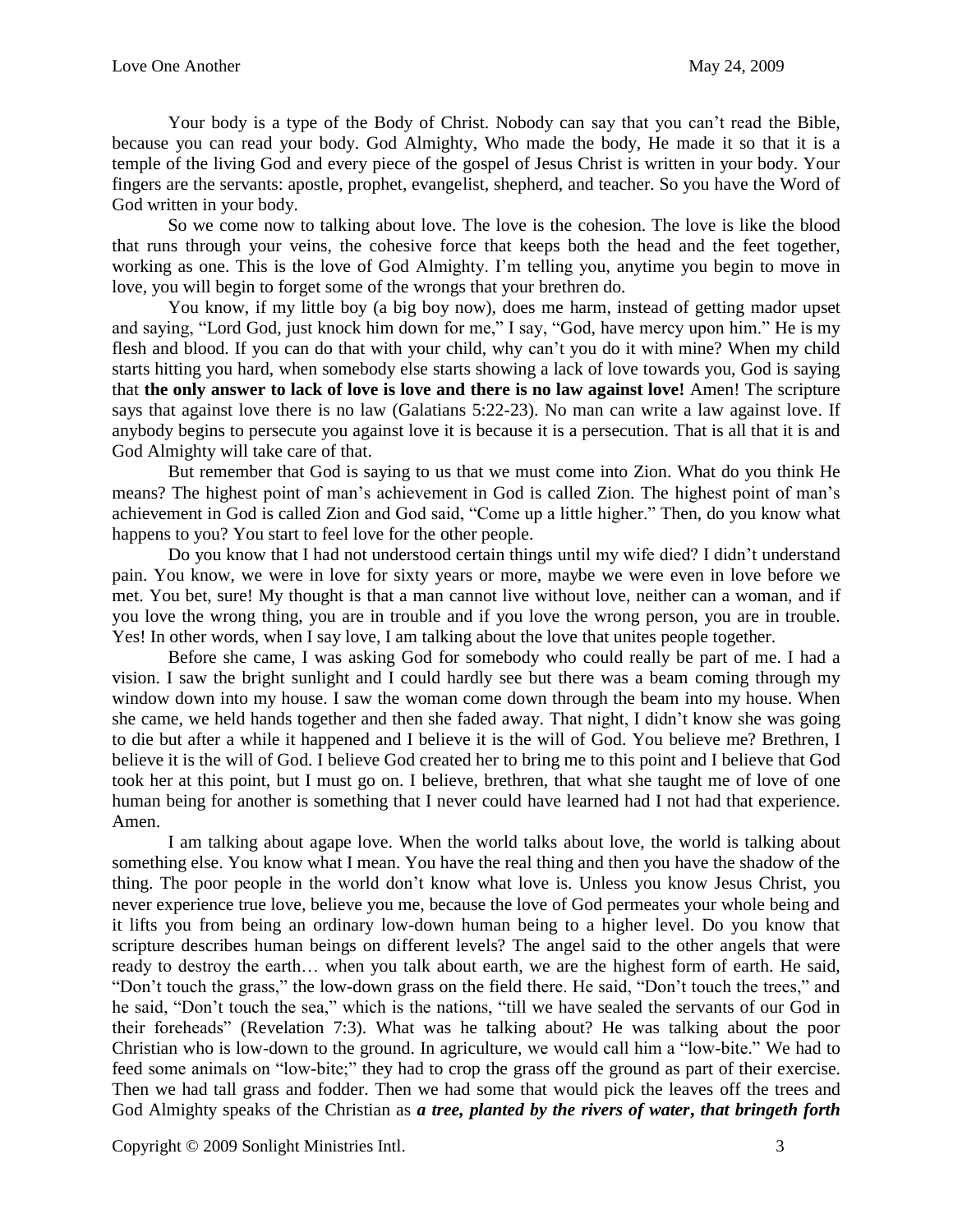Your body is a type of the Body of Christ. Nobody can say that you can't read the Bible, because you can read your body. God Almighty, Who made the body, He made it so that it is a temple of the living God and every piece of the gospel of Jesus Christ is written in your body. Your fingers are the servants: apostle, prophet, evangelist, shepherd, and teacher. So you have the Word of God written in your body.

So we come now to talking about love. The love is the cohesion. The love is like the blood that runs through your veins, the cohesive force that keeps both the head and the feet together, working as one. This is the love of God Almighty. I'm telling you, anytime you begin to move in love, you will begin to forget some of the wrongs that your brethren do.

You know, if my little boy (a big boy now), does me harm, instead of getting mador upset and saying, "Lord God, just knock him down for me," I say, "God, have mercy upon him." He is my flesh and blood. If you can do that with your child, why can't you do it with mine? When my child starts hitting you hard, when somebody else starts showing a lack of love towards you, God is saying that **the only answer to lack of love is love and there is no law against love!** Amen! The scripture says that against love there is no law (Galatians 5:22-23). No man can write a law against love. If anybody begins to persecute you against love it is because it is a persecution. That is all that it is and God Almighty will take care of that.

But remember that God is saying to us that we must come into Zion. What do you think He means? The highest point of man's achievement in God is called Zion. The highest point of man's achievement in God is called Zion and God said, "Come up a little higher." Then, do you know what happens to you? You start to feel love for the other people.

Do you know that I had not understood certain things until my wife died? I didn't understand pain. You know, we were in love for sixty years or more, maybe we were even in love before we met. You bet, sure! My thought is that a man cannot live without love, neither can a woman, and if you love the wrong thing, you are in trouble and if you love the wrong person, you are in trouble. Yes! In other words, when I say love, I am talking about the love that unites people together.

Before she came, I was asking God for somebody who could really be part of me. I had a vision. I saw the bright sunlight and I could hardly see but there was a beam coming through my window down into my house. I saw the woman come down through the beam into my house. When she came, we held hands together and then she faded away. That night, I didn't know she was going to die but after a while it happened and I believe it is the will of God. You believe me? Brethren, I believe it is the will of God. I believe God created her to bring me to this point and I believe that God took her at this point, but I must go on. I believe, brethren, that what she taught me of love of one human being for another is something that I never could have learned had I not had that experience. Amen.

I am talking about agape love. When the world talks about love, the world is talking about something else. You know what I mean. You have the real thing and then you have the shadow of the thing. The poor people in the world don't know what love is. Unless you know Jesus Christ, you never experience true love, believe you me, because the love of God permeates your whole being and it lifts you from being an ordinary low-down human being to a higher level. Do you know that scripture describes human beings on different levels? The angel said to the other angels that were ready to destroy the earth… when you talk about earth, we are the highest form of earth. He said, "Don't touch the grass," the low-down grass on the field there. He said, "Don't touch the trees," and he said, "Don't touch the sea," which is the nations, "till we have sealed the servants of our God in their foreheads" (Revelation 7:3). What was he talking about? He was talking about the poor Christian who is low-down to the ground. In agriculture, we would call him a "low-bite." We had to feed some animals on "low-bite;" they had to crop the grass off the ground as part of their exercise. Then we had tall grass and fodder. Then we had some that would pick the leaves off the trees and God Almighty speaks of the Christian as ***a tree, planted by the rivers of water, that bringeth forth***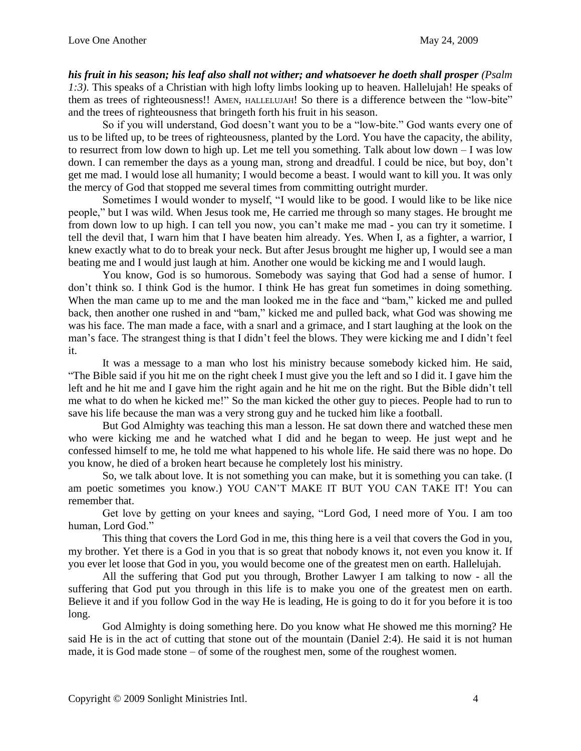***his fruit in his season; his leaf also shall not wither; and whatsoever he doeth shall prosper*** *(Psalm 1:3)*. This speaks of a Christian with high lofty limbs looking up to heaven. Hallelujah! He speaks of them as trees of righteousness!! AMEN, HALLELUJAH! So there is a difference between the "low-bite" and the trees of righteousness that bringeth forth his fruit in his season.

So if you will understand, God doesn't want you to be a "low-bite." God wants every one of us to be lifted up, to be trees of righteousness, planted by the Lord. You have the capacity, the ability, to resurrect from low down to high up. Let me tell you something. Talk about low down – I was low down. I can remember the days as a young man, strong and dreadful. I could be nice, but boy, don't get me mad. I would lose all humanity; I would become a beast. I would want to kill you. It was only the mercy of God that stopped me several times from committing outright murder.

Sometimes I would wonder to myself, "I would like to be good. I would like to be like nice people," but I was wild. When Jesus took me, He carried me through so many stages. He brought me from down low to up high. I can tell you now, you can't make me mad - you can try it sometime. I tell the devil that, I warn him that I have beaten him already. Yes. When I, as a fighter, a warrior, I knew exactly what to do to break your neck. But after Jesus brought me higher up, I would see a man beating me and I would just laugh at him. Another one would be kicking me and I would laugh.

You know, God is so humorous. Somebody was saying that God had a sense of humor. I don't think so. I think God is the humor. I think He has great fun sometimes in doing something. When the man came up to me and the man looked me in the face and "bam," kicked me and pulled back, then another one rushed in and "bam," kicked me and pulled back, what God was showing me was his face. The man made a face, with a snarl and a grimace, and I start laughing at the look on the man's face. The strangest thing is that I didn't feel the blows. They were kicking me and I didn't feel it.

It was a message to a man who lost his ministry because somebody kicked him. He said, "The Bible said if you hit me on the right cheek I must give you the left and so I did it. I gave him the left and he hit me and I gave him the right again and he hit me on the right. But the Bible didn't tell me what to do when he kicked me!" So the man kicked the other guy to pieces. People had to run to save his life because the man was a very strong guy and he tucked him like a football.

But God Almighty was teaching this man a lesson. He sat down there and watched these men who were kicking me and he watched what I did and he began to weep. He just wept and he confessed himself to me, he told me what happened to his whole life. He said there was no hope. Do you know, he died of a broken heart because he completely lost his ministry.

So, we talk about love. It is not something you can make, but it is something you can take. (I am poetic sometimes you know.) YOU CAN'T MAKE IT BUT YOU CAN TAKE IT! You can remember that.

Get love by getting on your knees and saying, "Lord God, I need more of You. I am too human, Lord God."

This thing that covers the Lord God in me, this thing here is a veil that covers the God in you, my brother. Yet there is a God in you that is so great that nobody knows it, not even you know it. If you ever let loose that God in you, you would become one of the greatest men on earth. Hallelujah.

All the suffering that God put you through, Brother Lawyer I am talking to now - all the suffering that God put you through in this life is to make you one of the greatest men on earth. Believe it and if you follow God in the way He is leading, He is going to do it for you before it is too long.

God Almighty is doing something here. Do you know what He showed me this morning? He said He is in the act of cutting that stone out of the mountain (Daniel 2:4). He said it is not human made, it is God made stone – of some of the roughest men, some of the roughest women.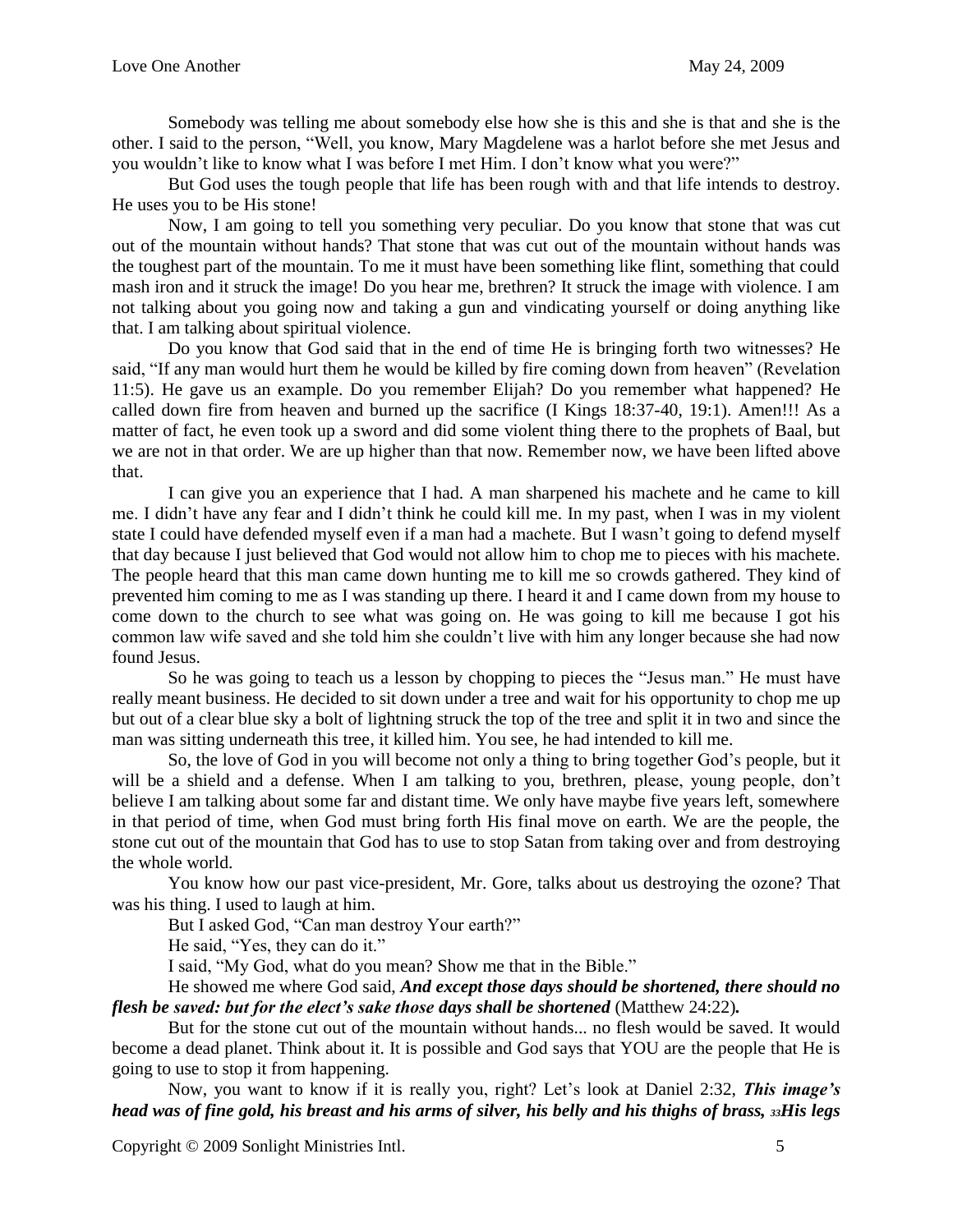Somebody was telling me about somebody else how she is this and she is that and she is the other. I said to the person, "Well, you know, Mary Magdelene was a harlot before she met Jesus and you wouldn't like to know what I was before I met Him. I don't know what you were?"

But God uses the tough people that life has been rough with and that life intends to destroy. He uses you to be His stone!

Now, I am going to tell you something very peculiar. Do you know that stone that was cut out of the mountain without hands? That stone that was cut out of the mountain without hands was the toughest part of the mountain. To me it must have been something like flint, something that could mash iron and it struck the image! Do you hear me, brethren? It struck the image with violence. I am not talking about you going now and taking a gun and vindicating yourself or doing anything like that. I am talking about spiritual violence.

Do you know that God said that in the end of time He is bringing forth two witnesses? He said, "If any man would hurt them he would be killed by fire coming down from heaven" (Revelation 11:5). He gave us an example. Do you remember Elijah? Do you remember what happened? He called down fire from heaven and burned up the sacrifice (I Kings 18:37-40, 19:1). Amen!!! As a matter of fact, he even took up a sword and did some violent thing there to the prophets of Baal, but we are not in that order. We are up higher than that now. Remember now, we have been lifted above that.

I can give you an experience that I had. A man sharpened his machete and he came to kill me. I didn't have any fear and I didn't think he could kill me. In my past, when I was in my violent state I could have defended myself even if a man had a machete. But I wasn't going to defend myself that day because I just believed that God would not allow him to chop me to pieces with his machete. The people heard that this man came down hunting me to kill me so crowds gathered. They kind of prevented him coming to me as I was standing up there. I heard it and I came down from my house to come down to the church to see what was going on. He was going to kill me because I got his common law wife saved and she told him she couldn't live with him any longer because she had now found Jesus.

So he was going to teach us a lesson by chopping to pieces the "Jesus man." He must have really meant business. He decided to sit down under a tree and wait for his opportunity to chop me up but out of a clear blue sky a bolt of lightning struck the top of the tree and split it in two and since the man was sitting underneath this tree, it killed him. You see, he had intended to kill me.

So, the love of God in you will become not only a thing to bring together God's people, but it will be a shield and a defense. When I am talking to you, brethren, please, young people, don't believe I am talking about some far and distant time. We only have maybe five years left, somewhere in that period of time, when God must bring forth His final move on earth. We are the people, the stone cut out of the mountain that God has to use to stop Satan from taking over and from destroying the whole world.

You know how our past vice-president, Mr. Gore, talks about us destroying the ozone? That was his thing. I used to laugh at him.

But I asked God, "Can man destroy Your earth?"

He said, "Yes, they can do it."

I said, "My God, what do you mean? Show me that in the Bible."

He showed me where God said, ***And except those days should be shortened, there should no flesh be saved: but for the elect's sake those days shall be shortened*** (Matthew 24:22)**.**

But for the stone cut out of the mountain without hands... no flesh would be saved. It would become a dead planet. Think about it. It is possible and God says that YOU are the people that He is going to use to stop it from happening.

Now, you want to know if it is really you, right? Let's look at Daniel 2:32, ***This image's head was of fine gold, his breast and his arms of silver, his belly and his thighs of brass, 33His legs***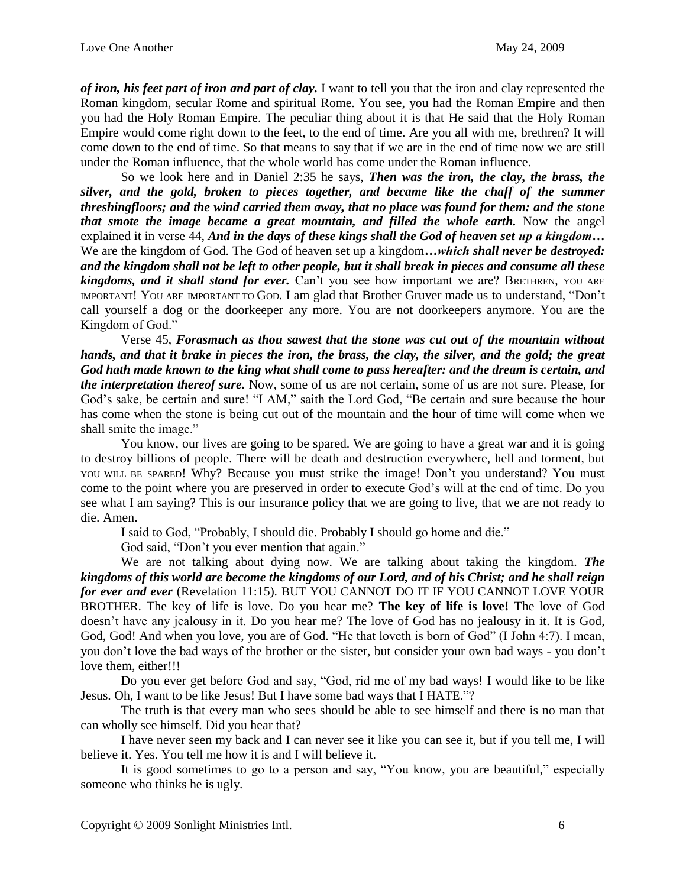***of iron, his feet part of iron and part of clay.*** I want to tell you that the iron and clay represented the Roman kingdom, secular Rome and spiritual Rome. You see, you had the Roman Empire and then you had the Holy Roman Empire. The peculiar thing about it is that He said that the Holy Roman Empire would come right down to the feet, to the end of time. Are you all with me, brethren? It will come down to the end of time. So that means to say that if we are in the end of time now we are still under the Roman influence, that the whole world has come under the Roman influence.

So we look here and in Daniel 2:35 he says, ***Then was the iron, the clay, the brass, the silver, and the gold, broken to pieces together, and became like the chaff of the summer threshingfloors; and the wind carried them away, that no place was found for them: and the stone that smote the image became a great mountain, and filled the whole earth.*** Now the angel explained it in verse 44, ***And in the days of these kings shall the God of heaven set up a kingdom…*** We are the kingdom of God. The God of heaven set up a kingdom***…which shall never be destroyed: and the kingdom shall not be left to other people, but it shall break in pieces and consume all these kingdoms, and it shall stand for ever.*** Can't you see how important we are? BRETHREN, YOU ARE IMPORTANT! YOU ARE IMPORTANT TO GOD. I am glad that Brother Gruver made us to understand, "Don't call yourself a dog or the doorkeeper any more. You are not doorkeepers anymore. You are the Kingdom of God."

Verse 45, ***Forasmuch as thou sawest that the stone was cut out of the mountain without hands, and that it brake in pieces the iron, the brass, the clay, the silver, and the gold; the great God hath made known to the king what shall come to pass hereafter: and the dream is certain, and the interpretation thereof sure.*** Now, some of us are not certain, some of us are not sure. Please, for God's sake, be certain and sure! "I AM," saith the Lord God, "Be certain and sure because the hour has come when the stone is being cut out of the mountain and the hour of time will come when we shall smite the image."

You know, our lives are going to be spared. We are going to have a great war and it is going to destroy billions of people. There will be death and destruction everywhere, hell and torment, but YOU WILL BE SPARED! Why? Because you must strike the image! Don't you understand? You must come to the point where you are preserved in order to execute God's will at the end of time. Do you see what I am saying? This is our insurance policy that we are going to live, that we are not ready to die. Amen.

I said to God, "Probably, I should die. Probably I should go home and die."

God said, "Don't you ever mention that again."

We are not talking about dying now. We are talking about taking the kingdom. ***The kingdoms of this world are become the kingdoms of our Lord, and of his Christ; and he shall reign for ever and ever*** (Revelation 11:15). BUT YOU CANNOT DO IT IF YOU CANNOT LOVE YOUR BROTHER. The key of life is love. Do you hear me? **The key of life is love!** The love of God doesn't have any jealousy in it. Do you hear me? The love of God has no jealousy in it. It is God, God, God! And when you love, you are of God. "He that loveth is born of God" (I John 4:7). I mean, you don't love the bad ways of the brother or the sister, but consider your own bad ways - you don't love them, either!!!

Do you ever get before God and say, "God, rid me of my bad ways! I would like to be like Jesus. Oh, I want to be like Jesus! But I have some bad ways that I HATE."?

The truth is that every man who sees should be able to see himself and there is no man that can wholly see himself. Did you hear that?

I have never seen my back and I can never see it like you can see it, but if you tell me, I will believe it. Yes. You tell me how it is and I will believe it.

It is good sometimes to go to a person and say, "You know, you are beautiful," especially someone who thinks he is ugly.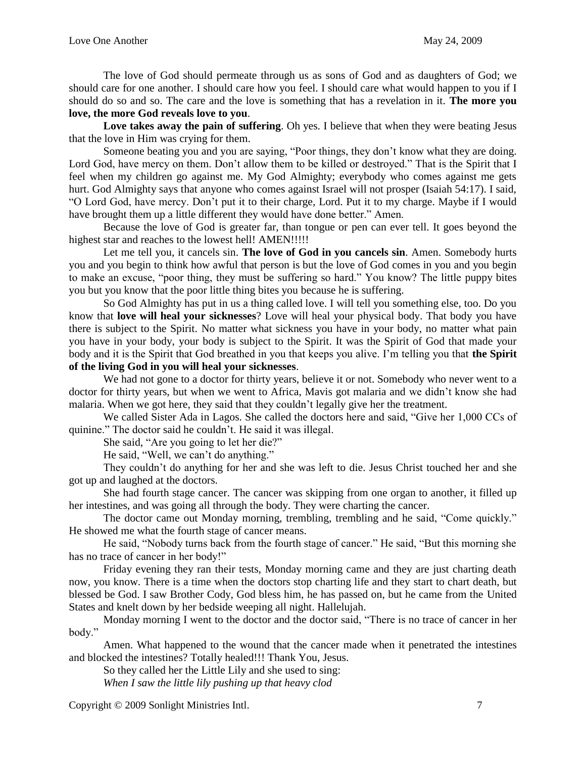The love of God should permeate through us as sons of God and as daughters of God; we should care for one another. I should care how you feel. I should care what would happen to you if I should do so and so. The care and the love is something that has a revelation in it. **The more you love, the more God reveals love to you**.

**Love takes away the pain of suffering**. Oh yes. I believe that when they were beating Jesus that the love in Him was crying for them.

Someone beating you and you are saying, "Poor things, they don't know what they are doing. Lord God, have mercy on them. Don't allow them to be killed or destroyed." That is the Spirit that I feel when my children go against me. My God Almighty; everybody who comes against me gets hurt. God Almighty says that anyone who comes against Israel will not prosper (Isaiah 54:17). I said, "O Lord God, have mercy. Don't put it to their charge, Lord. Put it to my charge. Maybe if I would have brought them up a little different they would have done better." Amen.

Because the love of God is greater far, than tongue or pen can ever tell. It goes beyond the highest star and reaches to the lowest hell! AMEN!!!!!

Let me tell you, it cancels sin. **The love of God in you cancels sin**. Amen. Somebody hurts you and you begin to think how awful that person is but the love of God comes in you and you begin to make an excuse, "poor thing, they must be suffering so hard." You know? The little puppy bites you but you know that the poor little thing bites you because he is suffering.

So God Almighty has put in us a thing called love. I will tell you something else, too. Do you know that **love will heal your sicknesses**? Love will heal your physical body. That body you have there is subject to the Spirit. No matter what sickness you have in your body, no matter what pain you have in your body, your body is subject to the Spirit. It was the Spirit of God that made your body and it is the Spirit that God breathed in you that keeps you alive. I'm telling you that **the Spirit of the living God in you will heal your sicknesses**.

We had not gone to a doctor for thirty years, believe it or not. Somebody who never went to a doctor for thirty years, but when we went to Africa, Mavis got malaria and we didn't know she had malaria. When we got here, they said that they couldn't legally give her the treatment.

We called Sister Ada in Lagos. She called the doctors here and said, "Give her 1,000 CCs of quinine." The doctor said he couldn't. He said it was illegal.

She said, "Are you going to let her die?"

He said, "Well, we can't do anything."

They couldn't do anything for her and she was left to die. Jesus Christ touched her and she got up and laughed at the doctors.

She had fourth stage cancer. The cancer was skipping from one organ to another, it filled up her intestines, and was going all through the body. They were charting the cancer.

The doctor came out Monday morning, trembling, trembling and he said, "Come quickly." He showed me what the fourth stage of cancer means.

He said, "Nobody turns back from the fourth stage of cancer." He said, "But this morning she has no trace of cancer in her body!"

Friday evening they ran their tests, Monday morning came and they are just charting death now, you know. There is a time when the doctors stop charting life and they start to chart death, but blessed be God. I saw Brother Cody, God bless him, he has passed on, but he came from the United States and knelt down by her bedside weeping all night. Hallelujah.

Monday morning I went to the doctor and the doctor said, "There is no trace of cancer in her body."

Amen. What happened to the wound that the cancer made when it penetrated the intestines and blocked the intestines? Totally healed!!! Thank You, Jesus.

So they called her the Little Lily and she used to sing:

*When I saw the little lily pushing up that heavy clod*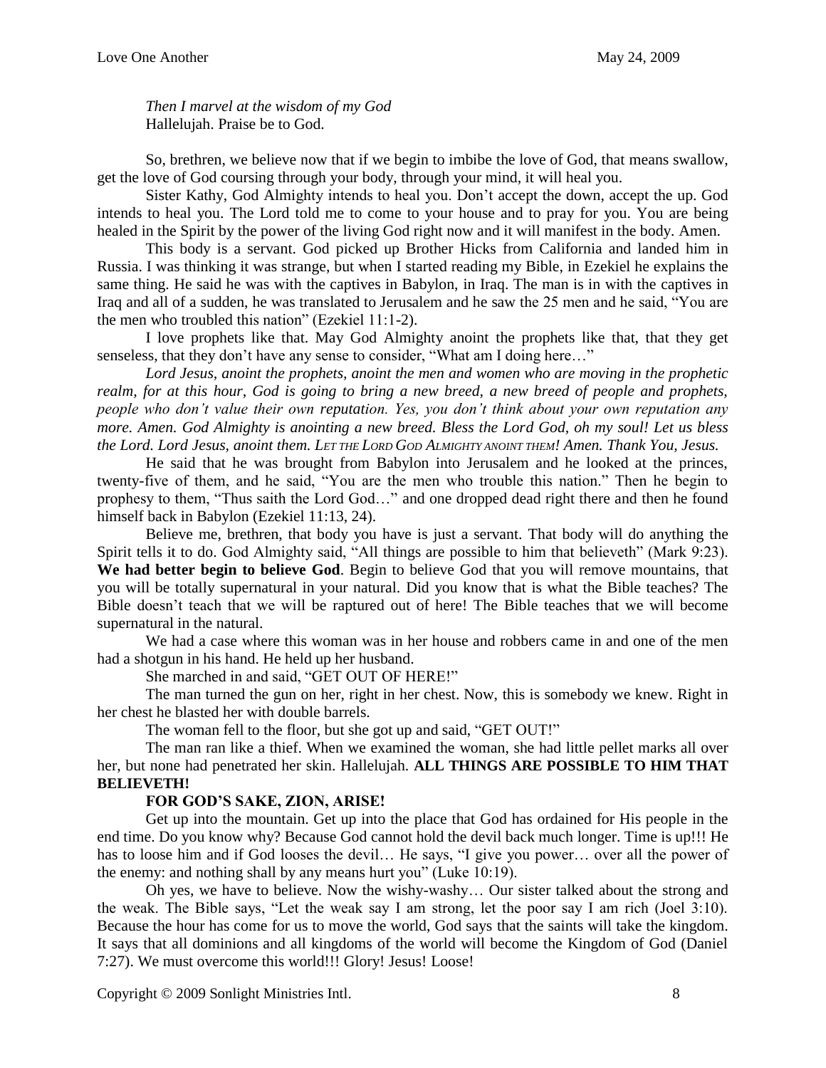*Then I marvel at the wisdom of my God*
Hallelujah. Praise be to God.

So, brethren, we believe now that if we begin to imbibe the love of God, that means swallow, get the love of God coursing through your body, through your mind, it will heal you.

Sister Kathy, God Almighty intends to heal you. Don't accept the down, accept the up. God intends to heal you. The Lord told me to come to your house and to pray for you. You are being healed in the Spirit by the power of the living God right now and it will manifest in the body. Amen.

This body is a servant. God picked up Brother Hicks from California and landed him in Russia. I was thinking it was strange, but when I started reading my Bible, in Ezekiel he explains the same thing. He said he was with the captives in Babylon, in Iraq. The man is in with the captives in Iraq and all of a sudden, he was translated to Jerusalem and he saw the 25 men and he said, "You are the men who troubled this nation" (Ezekiel 11:1-2).

I love prophets like that. May God Almighty anoint the prophets like that, that they get senseless, that they don't have any sense to consider, "What am I doing here…"

*Lord Jesus, anoint the prophets, anoint the men and women who are moving in the prophetic realm, for at this hour, God is going to bring a new breed, a new breed of people and prophets, people who don't value their own reputation. Yes, you don't think about your own reputation any more. Amen. God Almighty is anointing a new breed. Bless the Lord God, oh my soul! Let us bless the Lord. Lord Jesus, anoint them. LET THE LORD GOD ALMIGHTY ANOINT THEM! Amen. Thank You, Jesus.*

He said that he was brought from Babylon into Jerusalem and he looked at the princes, twenty-five of them, and he said, "You are the men who trouble this nation." Then he begin to prophesy to them, "Thus saith the Lord God…" and one dropped dead right there and then he found himself back in Babylon (Ezekiel 11:13, 24).

Believe me, brethren, that body you have is just a servant. That body will do anything the Spirit tells it to do. God Almighty said, "All things are possible to him that believeth" (Mark 9:23). **We had better begin to believe God**. Begin to believe God that you will remove mountains, that you will be totally supernatural in your natural. Did you know that is what the Bible teaches? The Bible doesn't teach that we will be raptured out of here! The Bible teaches that we will become supernatural in the natural.

We had a case where this woman was in her house and robbers came in and one of the men had a shotgun in his hand. He held up her husband.

She marched in and said, "GET OUT OF HERE!"

The man turned the gun on her, right in her chest. Now, this is somebody we knew. Right in her chest he blasted her with double barrels.

The woman fell to the floor, but she got up and said, "GET OUT!"

The man ran like a thief. When we examined the woman, she had little pellet marks all over her, but none had penetrated her skin. Hallelujah. **ALL THINGS ARE POSSIBLE TO HIM THAT BELIEVETH!**

**FOR GOD'S SAKE, ZION, ARISE!**

Get up into the mountain. Get up into the place that God has ordained for His people in the end time. Do you know why? Because God cannot hold the devil back much longer. Time is up!!! He has to loose him and if God looses the devil… He says, "I give you power… over all the power of the enemy: and nothing shall by any means hurt you" (Luke 10:19).

Oh yes, we have to believe. Now the wishy-washy… Our sister talked about the strong and the weak. The Bible says, "Let the weak say I am strong, let the poor say I am rich (Joel 3:10). Because the hour has come for us to move the world, God says that the saints will take the kingdom. It says that all dominions and all kingdoms of the world will become the Kingdom of God (Daniel 7:27). We must overcome this world!!! Glory! Jesus! Loose!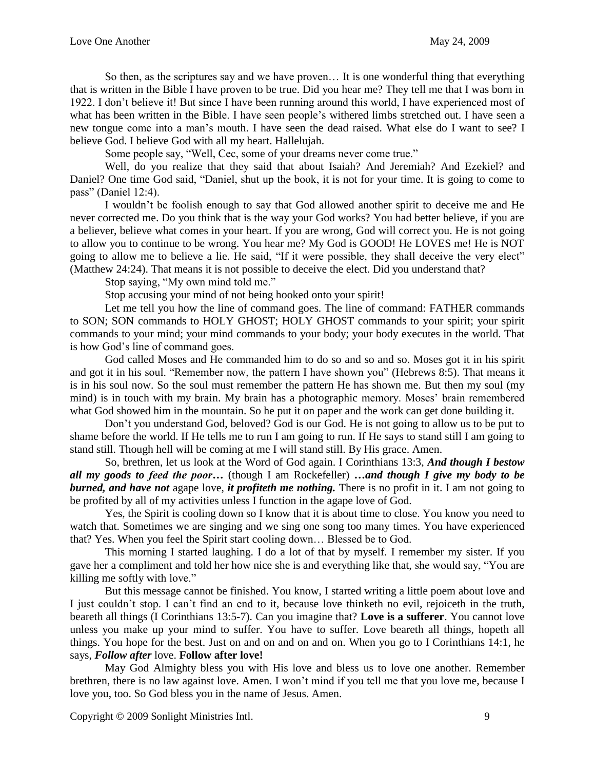So then, as the scriptures say and we have proven… It is one wonderful thing that everything that is written in the Bible I have proven to be true. Did you hear me? They tell me that I was born in 1922. I don't believe it! But since I have been running around this world, I have experienced most of what has been written in the Bible. I have seen people's withered limbs stretched out. I have seen a new tongue come into a man's mouth. I have seen the dead raised. What else do I want to see? I believe God. I believe God with all my heart. Hallelujah.

Some people say, "Well, Cec, some of your dreams never come true."

Well, do you realize that they said that about Isaiah? And Jeremiah? And Ezekiel? and Daniel? One time God said, "Daniel, shut up the book, it is not for your time. It is going to come to pass" (Daniel 12:4).

I wouldn't be foolish enough to say that God allowed another spirit to deceive me and He never corrected me. Do you think that is the way your God works? You had better believe, if you are a believer, believe what comes in your heart. If you are wrong, God will correct you. He is not going to allow you to continue to be wrong. You hear me? My God is GOOD! He LOVES me! He is NOT going to allow me to believe a lie. He said, "If it were possible, they shall deceive the very elect" (Matthew 24:24). That means it is not possible to deceive the elect. Did you understand that?

Stop saying, "My own mind told me."

Stop accusing your mind of not being hooked onto your spirit!

Let me tell you how the line of command goes. The line of command: FATHER commands to SON; SON commands to HOLY GHOST; HOLY GHOST commands to your spirit; your spirit commands to your mind; your mind commands to your body; your body executes in the world. That is how God's line of command goes.

God called Moses and He commanded him to do so and so and so. Moses got it in his spirit and got it in his soul. "Remember now, the pattern I have shown you" (Hebrews 8:5). That means it is in his soul now. So the soul must remember the pattern He has shown me. But then my soul (my mind) is in touch with my brain. My brain has a photographic memory. Moses' brain remembered what God showed him in the mountain. So he put it on paper and the work can get done building it.

Don't you understand God, beloved? God is our God. He is not going to allow us to be put to shame before the world. If He tells me to run I am going to run. If He says to stand still I am going to stand still. Though hell will be coming at me I will stand still. By His grace. Amen.

So, brethren, let us look at the Word of God again. I Corinthians 13:3, ***And though I bestow all my goods to feed the poor…*** (though I am Rockefeller) ***…and though I give my body to be burned, and have not*** agape love, ***it profiteth me nothing.*** There is no profit in it. I am not going to be profited by all of my activities unless I function in the agape love of God.

Yes, the Spirit is cooling down so I know that it is about time to close. You know you need to watch that. Sometimes we are singing and we sing one song too many times. You have experienced that? Yes. When you feel the Spirit start cooling down… Blessed be to God.

This morning I started laughing. I do a lot of that by myself. I remember my sister. If you gave her a compliment and told her how nice she is and everything like that, she would say, "You are killing me softly with love."

But this message cannot be finished. You know, I started writing a little poem about love and I just couldn't stop. I can't find an end to it, because love thinketh no evil, rejoiceth in the truth, beareth all things (I Corinthians 13:5-7). Can you imagine that? **Love is a sufferer**. You cannot love unless you make up your mind to suffer. You have to suffer. Love beareth all things, hopeth all things. You hope for the best. Just on and on and on and on. When you go to I Corinthians 14:1, he says, ***Follow after*** love. **Follow after love!**

May God Almighty bless you with His love and bless us to love one another. Remember brethren, there is no law against love. Amen. I won't mind if you tell me that you love me, because I love you, too. So God bless you in the name of Jesus. Amen.

Copyright © 2009 Sonlight Ministries Intl.